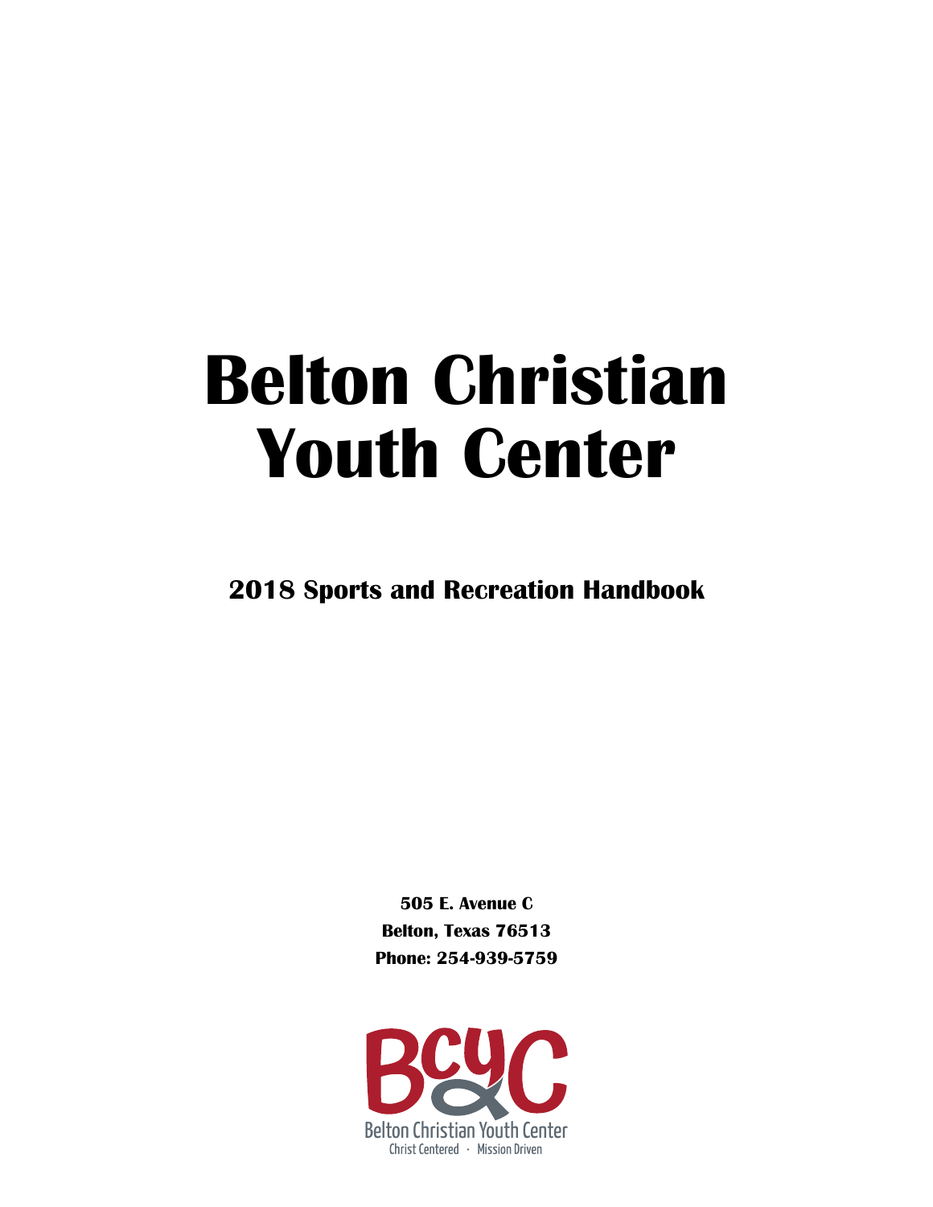# Belton Christian Youth Center

## 2018 Sports and Recreation Handbook

**505 E. Avenue C**
**Belton, Texas 76513**
**Phone: 254-939-5759**

BCYC
Belton Christian Youth Center
Christ Centered · Mission Driven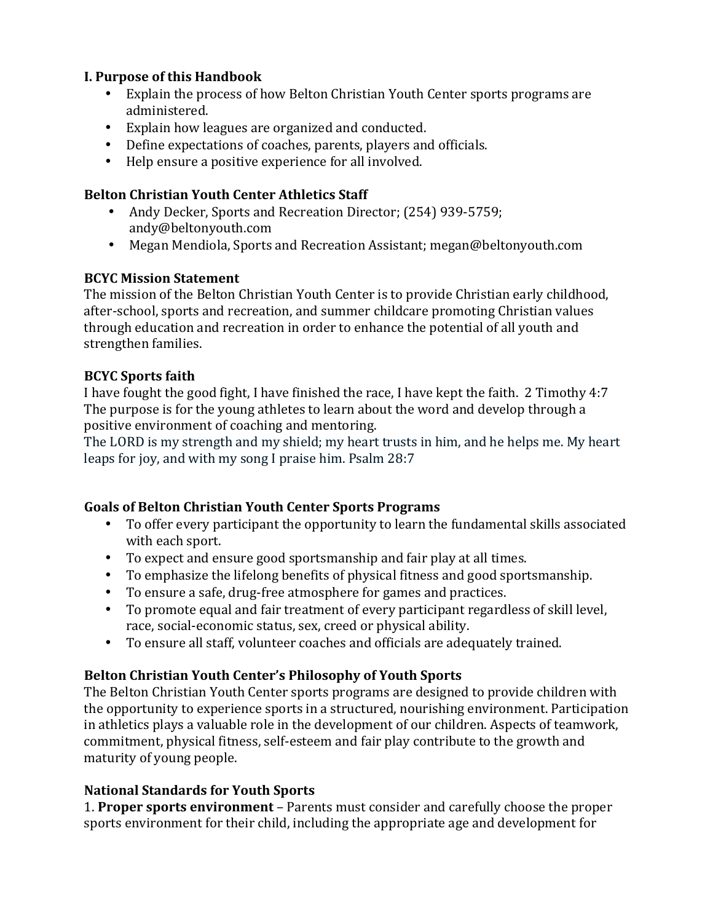## I. Purpose of this Handbook

- Explain the process of how Belton Christian Youth Center sports programs are administered.
- Explain how leagues are organized and conducted.
- Define expectations of coaches, parents, players and officials.
- Help ensure a positive experience for all involved.

### Belton Christian Youth Center Athletics Staff

- Andy Decker, Sports and Recreation Director; (254) 939-5759; andy@beltonyouth.com
- Megan Mendiola, Sports and Recreation Assistant; megan@beltonyouth.com

### BCYC Mission Statement

The mission of the Belton Christian Youth Center is to provide Christian early childhood, after-school, sports and recreation, and summer childcare promoting Christian values through education and recreation in order to enhance the potential of all youth and strengthen families.

### BCYC Sports faith

I have fought the good fight, I have finished the race, I have kept the faith. 2 Timothy 4:7
The purpose is for the young athletes to learn about the word and develop through a positive environment of coaching and mentoring.
The LORD is my strength and my shield; my heart trusts in him, and he helps me. My heart leaps for joy, and with my song I praise him. Psalm 28:7

### Goals of Belton Christian Youth Center Sports Programs

- To offer every participant the opportunity to learn the fundamental skills associated with each sport.
- To expect and ensure good sportsmanship and fair play at all times.
- To emphasize the lifelong benefits of physical fitness and good sportsmanship.
- To ensure a safe, drug-free atmosphere for games and practices.
- To promote equal and fair treatment of every participant regardless of skill level, race, social-economic status, sex, creed or physical ability.
- To ensure all staff, volunteer coaches and officials are adequately trained.

### Belton Christian Youth Center's Philosophy of Youth Sports

The Belton Christian Youth Center sports programs are designed to provide children with the opportunity to experience sports in a structured, nourishing environment. Participation in athletics plays a valuable role in the development of our children. Aspects of teamwork, commitment, physical fitness, self-esteem and fair play contribute to the growth and maturity of young people.

### National Standards for Youth Sports

1. **Proper sports environment** – Parents must consider and carefully choose the proper sports environment for their child, including the appropriate age and development for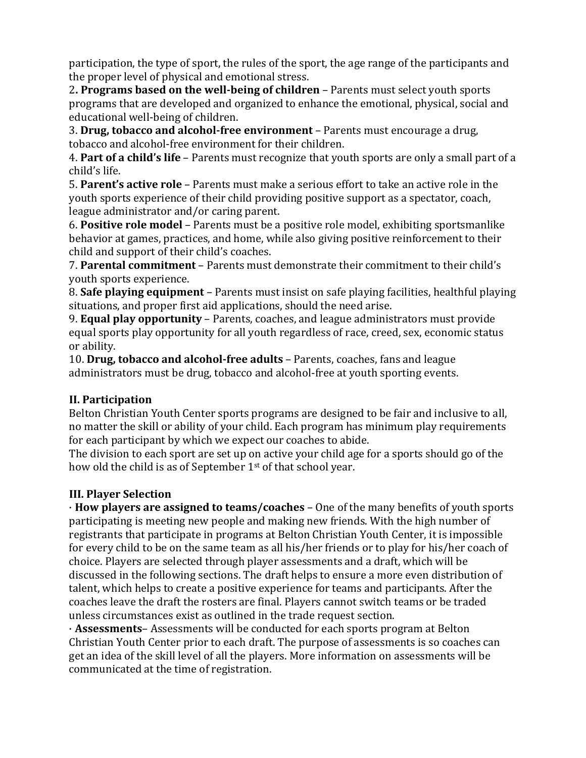participation, the type of sport, the rules of the sport, the age range of the participants and the proper level of physical and emotional stress.

2**. Programs based on the well-being of children** – Parents must select youth sports programs that are developed and organized to enhance the emotional, physical, social and educational well-being of children.

3. **Drug, tobacco and alcohol-free environment** – Parents must encourage a drug, tobacco and alcohol-free environment for their children.

4. **Part of a child's life** – Parents must recognize that youth sports are only a small part of a child's life.

5. **Parent's active role** – Parents must make a serious effort to take an active role in the youth sports experience of their child providing positive support as a spectator, coach, league administrator and/or caring parent.

6. **Positive role model** – Parents must be a positive role model, exhibiting sportsmanlike behavior at games, practices, and home, while also giving positive reinforcement to their child and support of their child's coaches.

7. **Parental commitment** – Parents must demonstrate their commitment to their child's youth sports experience.

8. **Safe playing equipment** – Parents must insist on safe playing facilities, healthful playing situations, and proper first aid applications, should the need arise.

9. **Equal play opportunity** – Parents, coaches, and league administrators must provide equal sports play opportunity for all youth regardless of race, creed, sex, economic status or ability.

10. **Drug, tobacco and alcohol-free adults** – Parents, coaches, fans and league administrators must be drug, tobacco and alcohol-free at youth sporting events.

## II. Participation

Belton Christian Youth Center sports programs are designed to be fair and inclusive to all, no matter the skill or ability of your child. Each program has minimum play requirements for each participant by which we expect our coaches to abide.

The division to each sport are set up on active your child age for a sports should go of the how old the child is as of September 1st of that school year.

## III. Player Selection

· **How players are assigned to teams/coaches** – One of the many benefits of youth sports participating is meeting new people and making new friends. With the high number of registrants that participate in programs at Belton Christian Youth Center, it is impossible for every child to be on the same team as all his/her friends or to play for his/her coach of choice. Players are selected through player assessments and a draft, which will be discussed in the following sections. The draft helps to ensure a more even distribution of talent, which helps to create a positive experience for teams and participants. After the coaches leave the draft the rosters are final. Players cannot switch teams or be traded unless circumstances exist as outlined in the trade request section.

· **Assessments**– Assessments will be conducted for each sports program at Belton Christian Youth Center prior to each draft. The purpose of assessments is so coaches can get an idea of the skill level of all the players. More information on assessments will be communicated at the time of registration.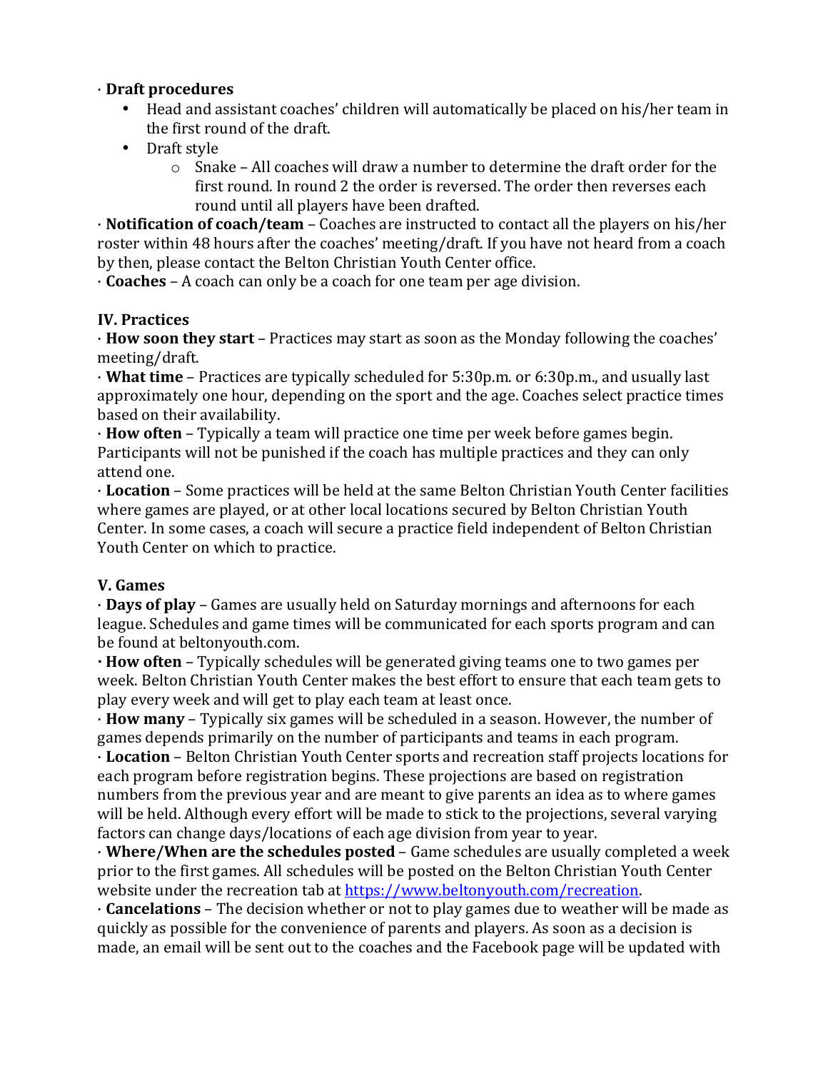· **Draft procedures**

- Head and assistant coaches' children will automatically be placed on his/her team in the first round of the draft.
- Draft style
  - Snake – All coaches will draw a number to determine the draft order for the first round. In round 2 the order is reversed. The order then reverses each round until all players have been drafted.

· **Notification of coach/team** – Coaches are instructed to contact all the players on his/her roster within 48 hours after the coaches' meeting/draft. If you have not heard from a coach by then, please contact the Belton Christian Youth Center office.

· **Coaches** – A coach can only be a coach for one team per age division.

## IV. Practices

· **How soon they start** – Practices may start as soon as the Monday following the coaches' meeting/draft.

· **What time** – Practices are typically scheduled for 5:30p.m. or 6:30p.m., and usually last approximately one hour, depending on the sport and the age. Coaches select practice times based on their availability.

· **How often** – Typically a team will practice one time per week before games begin. Participants will not be punished if the coach has multiple practices and they can only attend one.

· **Location** – Some practices will be held at the same Belton Christian Youth Center facilities where games are played, or at other local locations secured by Belton Christian Youth Center. In some cases, a coach will secure a practice field independent of Belton Christian Youth Center on which to practice.

## V. Games

· **Days of play** – Games are usually held on Saturday mornings and afternoons for each league. Schedules and game times will be communicated for each sports program and can be found at beltonyouth.com.

**· How often** – Typically schedules will be generated giving teams one to two games per week. Belton Christian Youth Center makes the best effort to ensure that each team gets to play every week and will get to play each team at least once.

· **How many** – Typically six games will be scheduled in a season. However, the number of games depends primarily on the number of participants and teams in each program.

· **Location** – Belton Christian Youth Center sports and recreation staff projects locations for each program before registration begins. These projections are based on registration numbers from the previous year and are meant to give parents an idea as to where games will be held. Although every effort will be made to stick to the projections, several varying factors can change days/locations of each age division from year to year.

· **Where/When are the schedules posted** – Game schedules are usually completed a week prior to the first games. All schedules will be posted on the Belton Christian Youth Center website under the recreation tab at https://www.beltonyouth.com/recreation.

· **Cancelations** – The decision whether or not to play games due to weather will be made as quickly as possible for the convenience of parents and players. As soon as a decision is made, an email will be sent out to the coaches and the Facebook page will be updated with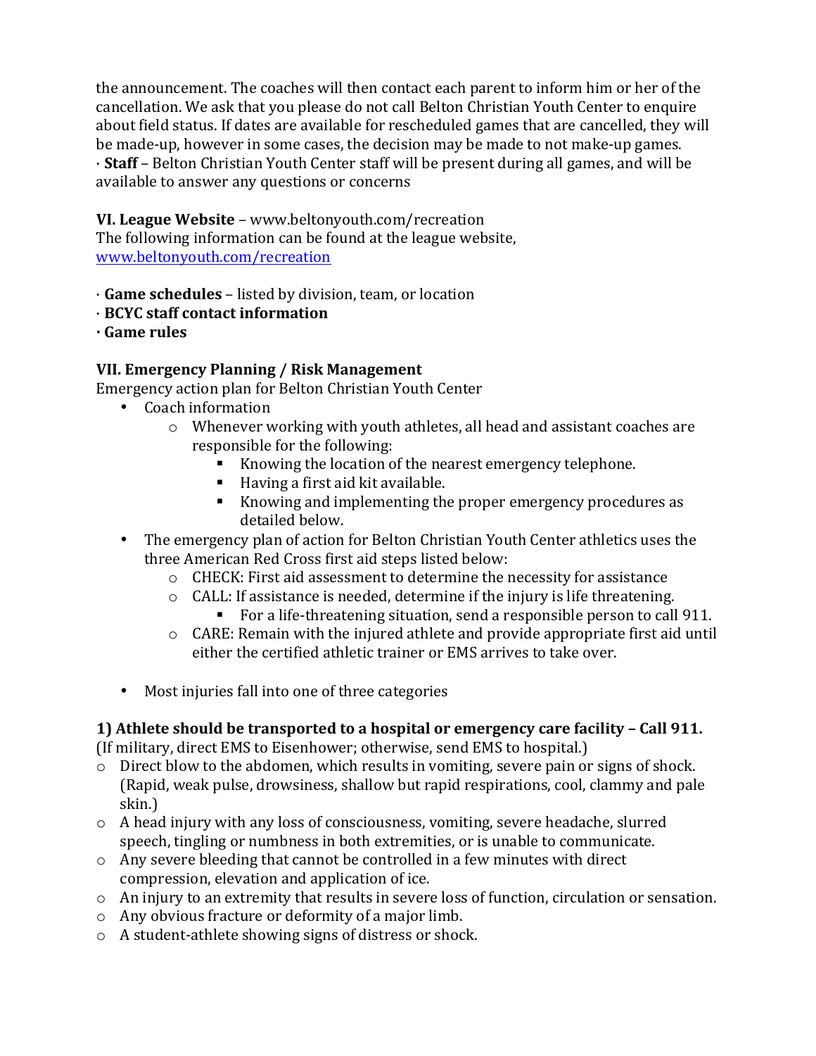the announcement. The coaches will then contact each parent to inform him or her of the cancellation. We ask that you please do not call Belton Christian Youth Center to enquire about field status. If dates are available for rescheduled games that are cancelled, they will be made-up, however in some cases, the decision may be made to not make-up games.

· **Staff** – Belton Christian Youth Center staff will be present during all games, and will be available to answer any questions or concerns

**VI. League Website** – www.beltonyouth.com/recreation
The following information can be found at the league website, [www.beltonyouth.com/recreation](http://www.beltonyouth.com/recreation)

· **Game schedules** – listed by division, team, or location
· **BCYC staff contact information**
· **Game rules**

**VII. Emergency Planning / Risk Management**
Emergency action plan for Belton Christian Youth Center

- Coach information
  - Whenever working with youth athletes, all head and assistant coaches are responsible for the following:
    - Knowing the location of the nearest emergency telephone.
    - Having a first aid kit available.
    - Knowing and implementing the proper emergency procedures as detailed below.
- The emergency plan of action for Belton Christian Youth Center athletics uses the three American Red Cross first aid steps listed below:
  - CHECK: First aid assessment to determine the necessity for assistance
  - CALL: If assistance is needed, determine if the injury is life threatening.
    - For a life-threatening situation, send a responsible person to call 911.
  - CARE: Remain with the injured athlete and provide appropriate first aid until either the certified athletic trainer or EMS arrives to take over.

- Most injuries fall into one of three categories

**1) Athlete should be transported to a hospital or emergency care facility – Call 911.**
(If military, direct EMS to Eisenhower; otherwise, send EMS to hospital.)

- Direct blow to the abdomen, which results in vomiting, severe pain or signs of shock. (Rapid, weak pulse, drowsiness, shallow but rapid respirations, cool, clammy and pale skin.)
- A head injury with any loss of consciousness, vomiting, severe headache, slurred speech, tingling or numbness in both extremities, or is unable to communicate.
- Any severe bleeding that cannot be controlled in a few minutes with direct compression, elevation and application of ice.
- An injury to an extremity that results in severe loss of function, circulation or sensation.
- Any obvious fracture or deformity of a major limb.
- A student-athlete showing signs of distress or shock.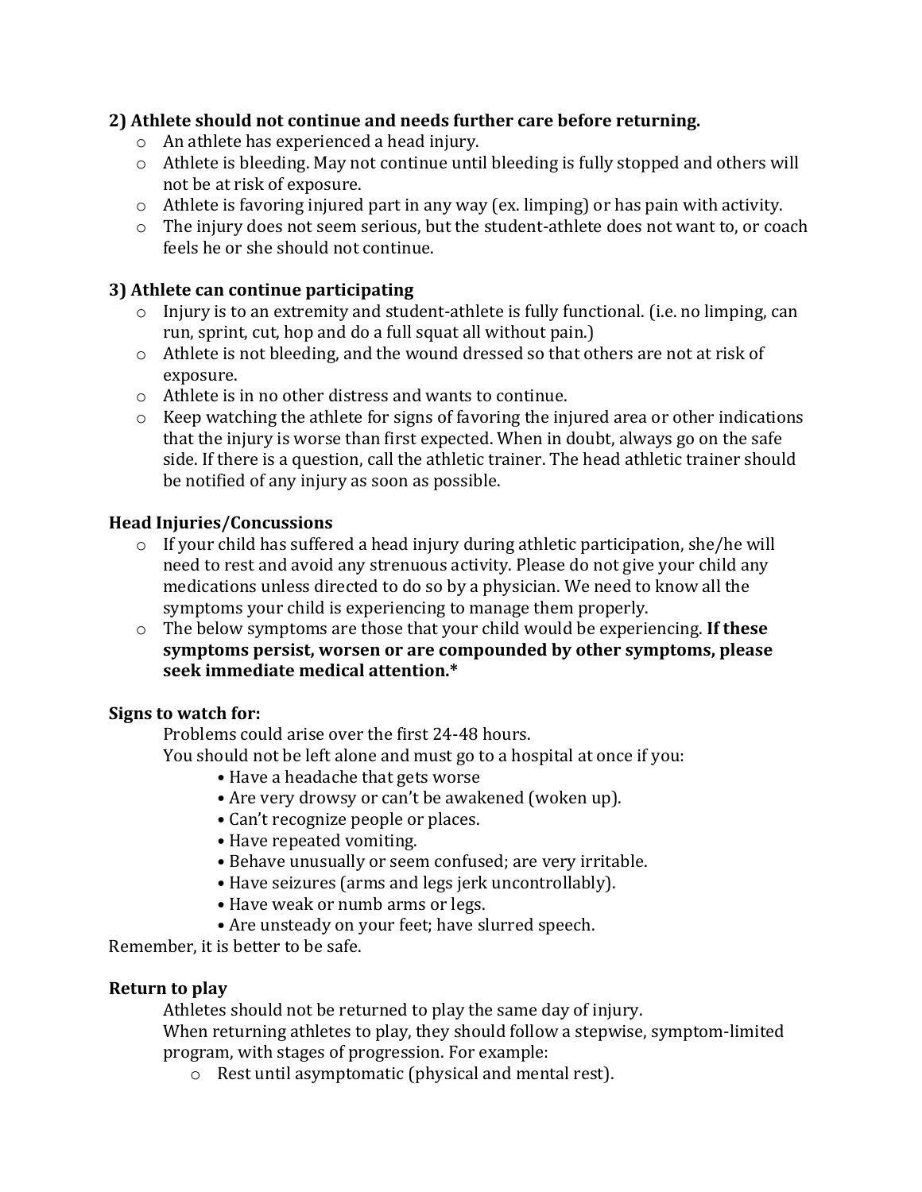### 2) Athlete should not continue and needs further care before returning.

- An athlete has experienced a head injury.
- Athlete is bleeding. May not continue until bleeding is fully stopped and others will not be at risk of exposure.
- Athlete is favoring injured part in any way (ex. limping) or has pain with activity.
- The injury does not seem serious, but the student-athlete does not want to, or coach feels he or she should not continue.

### 3) Athlete can continue participating

- Injury is to an extremity and student-athlete is fully functional. (i.e. no limping, can run, sprint, cut, hop and do a full squat all without pain.)
- Athlete is not bleeding, and the wound dressed so that others are not at risk of exposure.
- Athlete is in no other distress and wants to continue.
- Keep watching the athlete for signs of favoring the injured area or other indications that the injury is worse than first expected. When in doubt, always go on the safe side. If there is a question, call the athletic trainer. The head athletic trainer should be notified of any injury as soon as possible.

### Head Injuries/Concussions

- If your child has suffered a head injury during athletic participation, she/he will need to rest and avoid any strenuous activity. Please do not give your child any medications unless directed to do so by a physician. We need to know all the symptoms your child is experiencing to manage them properly.
- The below symptoms are those that your child would be experiencing. **If these symptoms persist, worsen or are compounded by other symptoms, please seek immediate medical attention.***

### Signs to watch for:

Problems could arise over the first 24-48 hours.

You should not be left alone and must go to a hospital at once if you:

- Have a headache that gets worse
- Are very drowsy or can't be awakened (woken up).
- Can't recognize people or places.
- Have repeated vomiting.
- Behave unusually or seem confused; are very irritable.
- Have seizures (arms and legs jerk uncontrollably).
- Have weak or numb arms or legs.
- Are unsteady on your feet; have slurred speech.

Remember, it is better to be safe.

### Return to play

Athletes should not be returned to play the same day of injury.

When returning athletes to play, they should follow a stepwise, symptom-limited program, with stages of progression. For example:

- Rest until asymptomatic (physical and mental rest).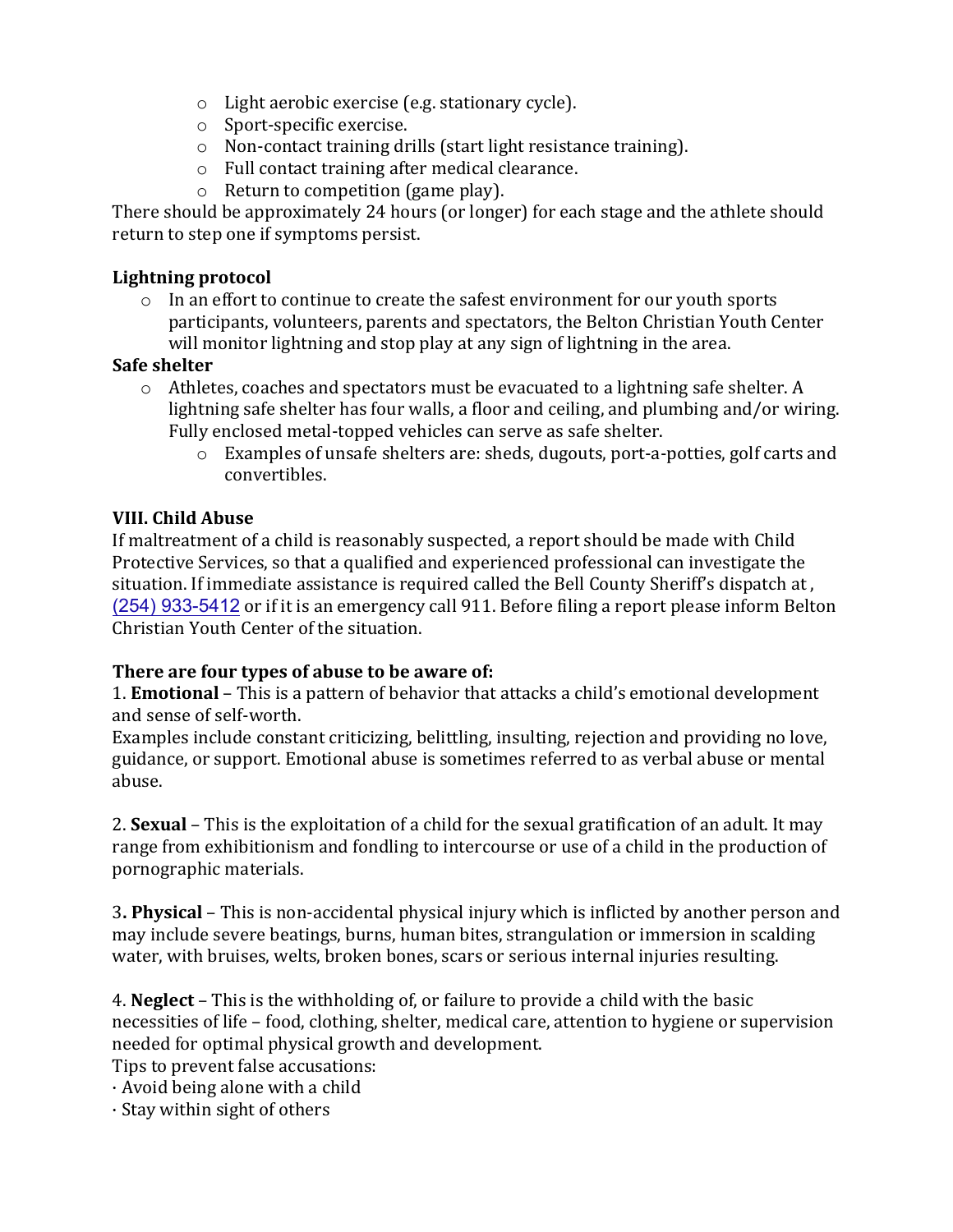- Light aerobic exercise (e.g. stationary cycle).
- Sport-specific exercise.
- Non-contact training drills (start light resistance training).
- Full contact training after medical clearance.
- Return to competition (game play).

There should be approximately 24 hours (or longer) for each stage and the athlete should return to step one if symptoms persist.

**Lightning protocol**

- In an effort to continue to create the safest environment for our youth sports participants, volunteers, parents and spectators, the Belton Christian Youth Center will monitor lightning and stop play at any sign of lightning in the area.

**Safe shelter**

- Athletes, coaches and spectators must be evacuated to a lightning safe shelter. A lightning safe shelter has four walls, a floor and ceiling, and plumbing and/or wiring. Fully enclosed metal-topped vehicles can serve as safe shelter.
    - Examples of unsafe shelters are: sheds, dugouts, port-a-potties, golf carts and convertibles.

**VIII. Child Abuse**

If maltreatment of a child is reasonably suspected, a report should be made with Child Protective Services, so that a qualified and experienced professional can investigate the situation. If immediate assistance is required called the Bell County Sheriff's dispatch at , (254) 933-5412 or if it is an emergency call 911. Before filing a report please inform Belton Christian Youth Center of the situation.

**There are four types of abuse to be aware of:**

1. **Emotional** – This is a pattern of behavior that attacks a child's emotional development and sense of self-worth.

Examples include constant criticizing, belittling, insulting, rejection and providing no love, guidance, or support. Emotional abuse is sometimes referred to as verbal abuse or mental abuse.

2. **Sexual** – This is the exploitation of a child for the sexual gratification of an adult. It may range from exhibitionism and fondling to intercourse or use of a child in the production of pornographic materials.

3. **Physical** – This is non-accidental physical injury which is inflicted by another person and may include severe beatings, burns, human bites, strangulation or immersion in scalding water, with bruises, welts, broken bones, scars or serious internal injuries resulting.

4. **Neglect** – This is the withholding of, or failure to provide a child with the basic necessities of life – food, clothing, shelter, medical care, attention to hygiene or supervision needed for optimal physical growth and development.

Tips to prevent false accusations:

· Avoid being alone with a child

· Stay within sight of others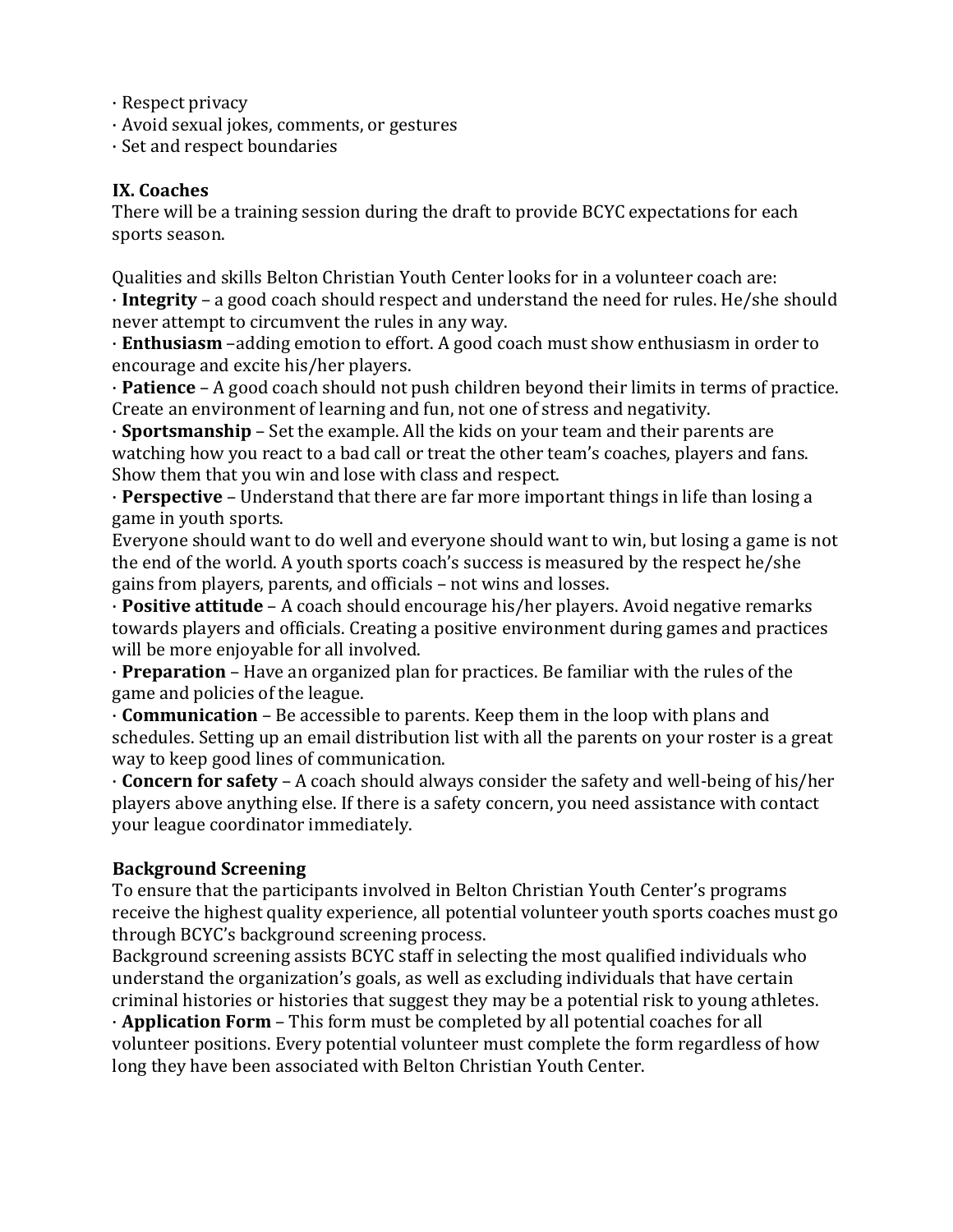· Respect privacy
· Avoid sexual jokes, comments, or gestures
· Set and respect boundaries

## IX. Coaches

There will be a training session during the draft to provide BCYC expectations for each sports season.

Qualities and skills Belton Christian Youth Center looks for in a volunteer coach are:
· **Integrity** – a good coach should respect and understand the need for rules. He/she should never attempt to circumvent the rules in any way.
· **Enthusiasm** –adding emotion to effort. A good coach must show enthusiasm in order to encourage and excite his/her players.
· **Patience** – A good coach should not push children beyond their limits in terms of practice. Create an environment of learning and fun, not one of stress and negativity.
· **Sportsmanship** – Set the example. All the kids on your team and their parents are watching how you react to a bad call or treat the other team's coaches, players and fans. Show them that you win and lose with class and respect.
· **Perspective** – Understand that there are far more important things in life than losing a game in youth sports.
Everyone should want to do well and everyone should want to win, but losing a game is not the end of the world. A youth sports coach's success is measured by the respect he/she gains from players, parents, and officials – not wins and losses.
· **Positive attitude** – A coach should encourage his/her players. Avoid negative remarks towards players and officials. Creating a positive environment during games and practices will be more enjoyable for all involved.
· **Preparation** – Have an organized plan for practices. Be familiar with the rules of the game and policies of the league.
· **Communication** – Be accessible to parents. Keep them in the loop with plans and schedules. Setting up an email distribution list with all the parents on your roster is a great way to keep good lines of communication.
· **Concern for safety** – A coach should always consider the safety and well-being of his/her players above anything else. If there is a safety concern, you need assistance with contact your league coordinator immediately.

### Background Screening

To ensure that the participants involved in Belton Christian Youth Center's programs receive the highest quality experience, all potential volunteer youth sports coaches must go through BCYC's background screening process.
Background screening assists BCYC staff in selecting the most qualified individuals who understand the organization's goals, as well as excluding individuals that have certain criminal histories or histories that suggest they may be a potential risk to young athletes.
· **Application Form** – This form must be completed by all potential coaches for all volunteer positions. Every potential volunteer must complete the form regardless of how long they have been associated with Belton Christian Youth Center.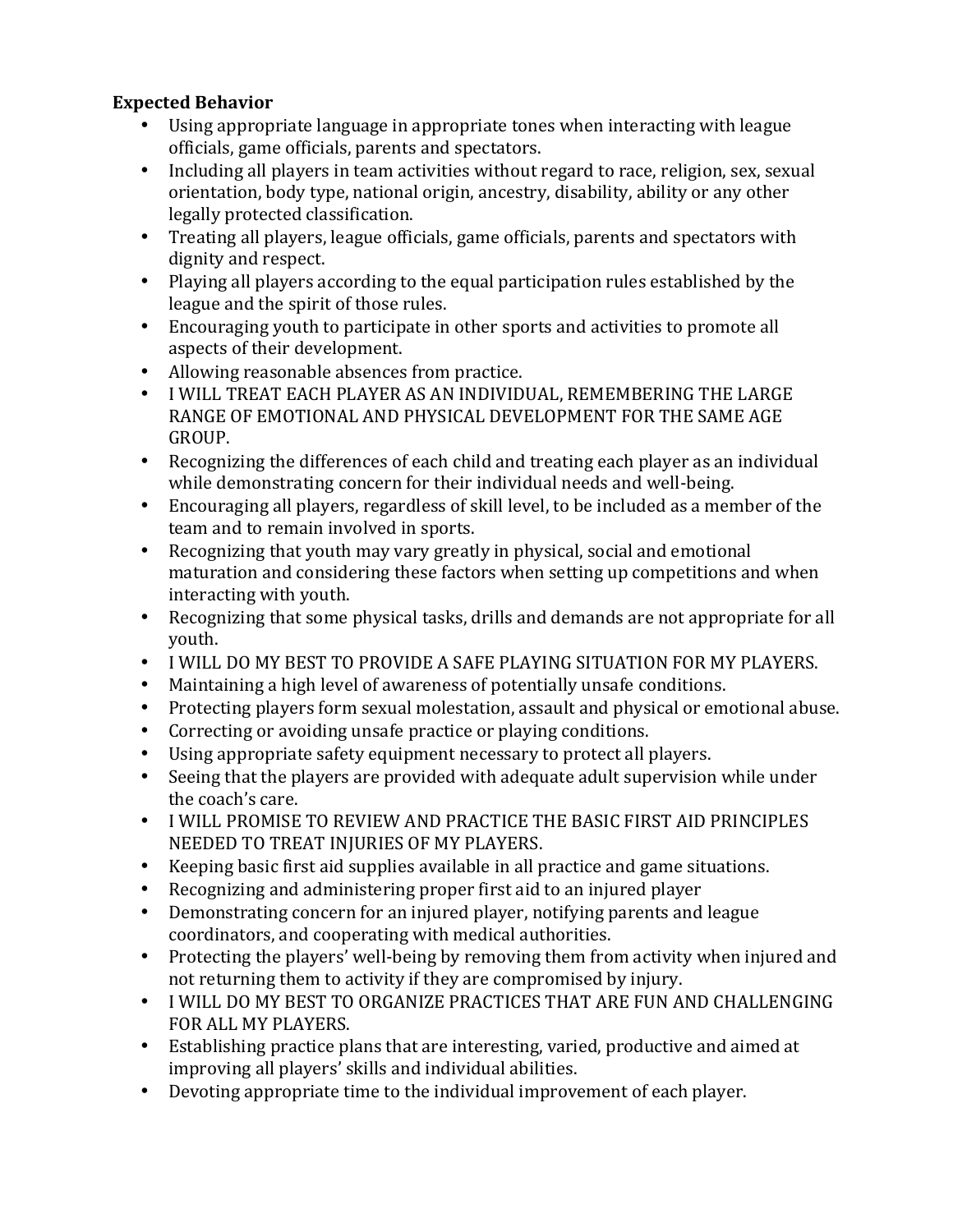**Expected Behavior**

- Using appropriate language in appropriate tones when interacting with league officials, game officials, parents and spectators.
- Including all players in team activities without regard to race, religion, sex, sexual orientation, body type, national origin, ancestry, disability, ability or any other legally protected classification.
- Treating all players, league officials, game officials, parents and spectators with dignity and respect.
- Playing all players according to the equal participation rules established by the league and the spirit of those rules.
- Encouraging youth to participate in other sports and activities to promote all aspects of their development.
- Allowing reasonable absences from practice.
- I WILL TREAT EACH PLAYER AS AN INDIVIDUAL, REMEMBERING THE LARGE RANGE OF EMOTIONAL AND PHYSICAL DEVELOPMENT FOR THE SAME AGE GROUP.
- Recognizing the differences of each child and treating each player as an individual while demonstrating concern for their individual needs and well-being.
- Encouraging all players, regardless of skill level, to be included as a member of the team and to remain involved in sports.
- Recognizing that youth may vary greatly in physical, social and emotional maturation and considering these factors when setting up competitions and when interacting with youth.
- Recognizing that some physical tasks, drills and demands are not appropriate for all youth.
- I WILL DO MY BEST TO PROVIDE A SAFE PLAYING SITUATION FOR MY PLAYERS.
- Maintaining a high level of awareness of potentially unsafe conditions.
- Protecting players form sexual molestation, assault and physical or emotional abuse.
- Correcting or avoiding unsafe practice or playing conditions.
- Using appropriate safety equipment necessary to protect all players.
- Seeing that the players are provided with adequate adult supervision while under the coach's care.
- I WILL PROMISE TO REVIEW AND PRACTICE THE BASIC FIRST AID PRINCIPLES NEEDED TO TREAT INJURIES OF MY PLAYERS.
- Keeping basic first aid supplies available in all practice and game situations.
- Recognizing and administering proper first aid to an injured player
- Demonstrating concern for an injured player, notifying parents and league coordinators, and cooperating with medical authorities.
- Protecting the players' well-being by removing them from activity when injured and not returning them to activity if they are compromised by injury.
- I WILL DO MY BEST TO ORGANIZE PRACTICES THAT ARE FUN AND CHALLENGING FOR ALL MY PLAYERS.
- Establishing practice plans that are interesting, varied, productive and aimed at improving all players' skills and individual abilities.
- Devoting appropriate time to the individual improvement of each player.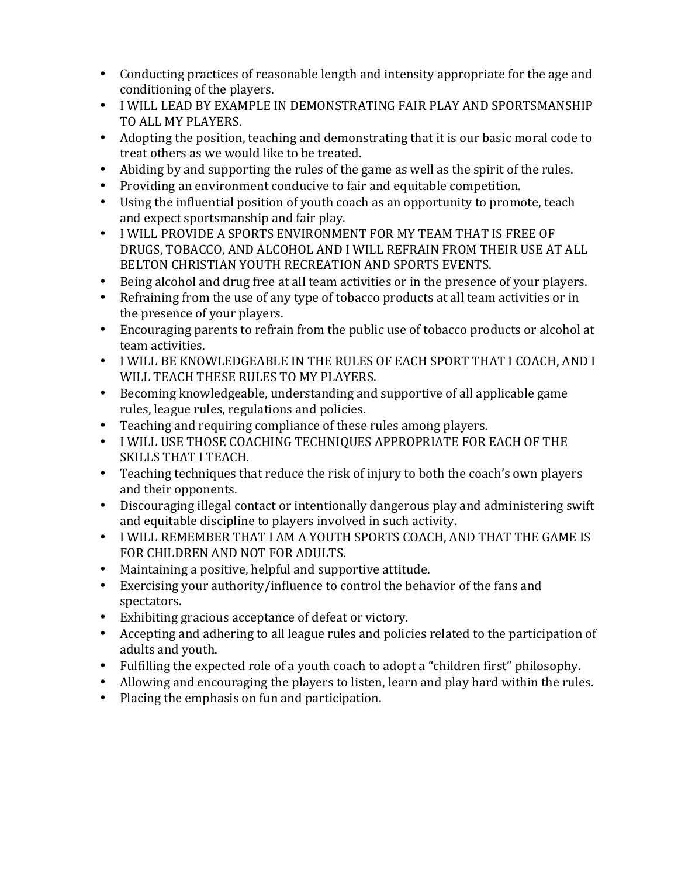- Conducting practices of reasonable length and intensity appropriate for the age and conditioning of the players.
- I WILL LEAD BY EXAMPLE IN DEMONSTRATING FAIR PLAY AND SPORTSMANSHIP TO ALL MY PLAYERS.
- Adopting the position, teaching and demonstrating that it is our basic moral code to treat others as we would like to be treated.
- Abiding by and supporting the rules of the game as well as the spirit of the rules.
- Providing an environment conducive to fair and equitable competition.
- Using the influential position of youth coach as an opportunity to promote, teach and expect sportsmanship and fair play.
- I WILL PROVIDE A SPORTS ENVIRONMENT FOR MY TEAM THAT IS FREE OF DRUGS, TOBACCO, AND ALCOHOL AND I WILL REFRAIN FROM THEIR USE AT ALL BELTON CHRISTIAN YOUTH RECREATION AND SPORTS EVENTS.
- Being alcohol and drug free at all team activities or in the presence of your players.
- Refraining from the use of any type of tobacco products at all team activities or in the presence of your players.
- Encouraging parents to refrain from the public use of tobacco products or alcohol at team activities.
- I WILL BE KNOWLEDGEABLE IN THE RULES OF EACH SPORT THAT I COACH, AND I WILL TEACH THESE RULES TO MY PLAYERS.
- Becoming knowledgeable, understanding and supportive of all applicable game rules, league rules, regulations and policies.
- Teaching and requiring compliance of these rules among players.
- I WILL USE THOSE COACHING TECHNIQUES APPROPRIATE FOR EACH OF THE SKILLS THAT I TEACH.
- Teaching techniques that reduce the risk of injury to both the coach's own players and their opponents.
- Discouraging illegal contact or intentionally dangerous play and administering swift and equitable discipline to players involved in such activity.
- I WILL REMEMBER THAT I AM A YOUTH SPORTS COACH, AND THAT THE GAME IS FOR CHILDREN AND NOT FOR ADULTS.
- Maintaining a positive, helpful and supportive attitude.
- Exercising your authority/influence to control the behavior of the fans and spectators.
- Exhibiting gracious acceptance of defeat or victory.
- Accepting and adhering to all league rules and policies related to the participation of adults and youth.
- Fulfilling the expected role of a youth coach to adopt a "children first" philosophy.
- Allowing and encouraging the players to listen, learn and play hard within the rules.
- Placing the emphasis on fun and participation.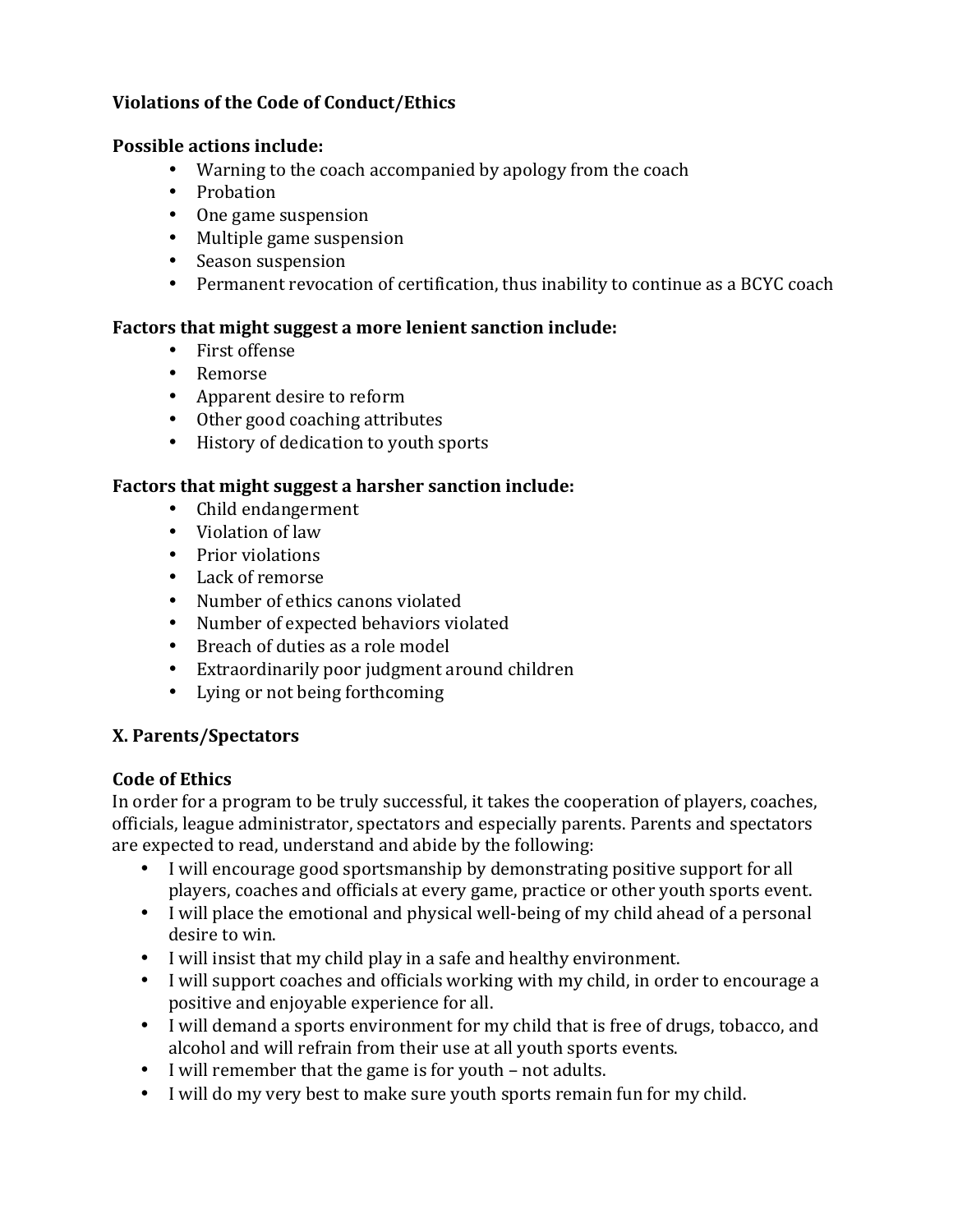**Violations of the Code of Conduct/Ethics**

**Possible actions include:**

- Warning to the coach accompanied by apology from the coach
- Probation
- One game suspension
- Multiple game suspension
- Season suspension
- Permanent revocation of certification, thus inability to continue as a BCYC coach

**Factors that might suggest a more lenient sanction include:**

- First offense
- Remorse
- Apparent desire to reform
- Other good coaching attributes
- History of dedication to youth sports

**Factors that might suggest a harsher sanction include:**

- Child endangerment
- Violation of law
- Prior violations
- Lack of remorse
- Number of ethics canons violated
- Number of expected behaviors violated
- Breach of duties as a role model
- Extraordinarily poor judgment around children
- Lying or not being forthcoming

## X. Parents/Spectators

**Code of Ethics**

In order for a program to be truly successful, it takes the cooperation of players, coaches, officials, league administrator, spectators and especially parents. Parents and spectators are expected to read, understand and abide by the following:

- I will encourage good sportsmanship by demonstrating positive support for all players, coaches and officials at every game, practice or other youth sports event.
- I will place the emotional and physical well-being of my child ahead of a personal desire to win.
- I will insist that my child play in a safe and healthy environment.
- I will support coaches and officials working with my child, in order to encourage a positive and enjoyable experience for all.
- I will demand a sports environment for my child that is free of drugs, tobacco, and alcohol and will refrain from their use at all youth sports events.
- I will remember that the game is for youth – not adults.
- I will do my very best to make sure youth sports remain fun for my child.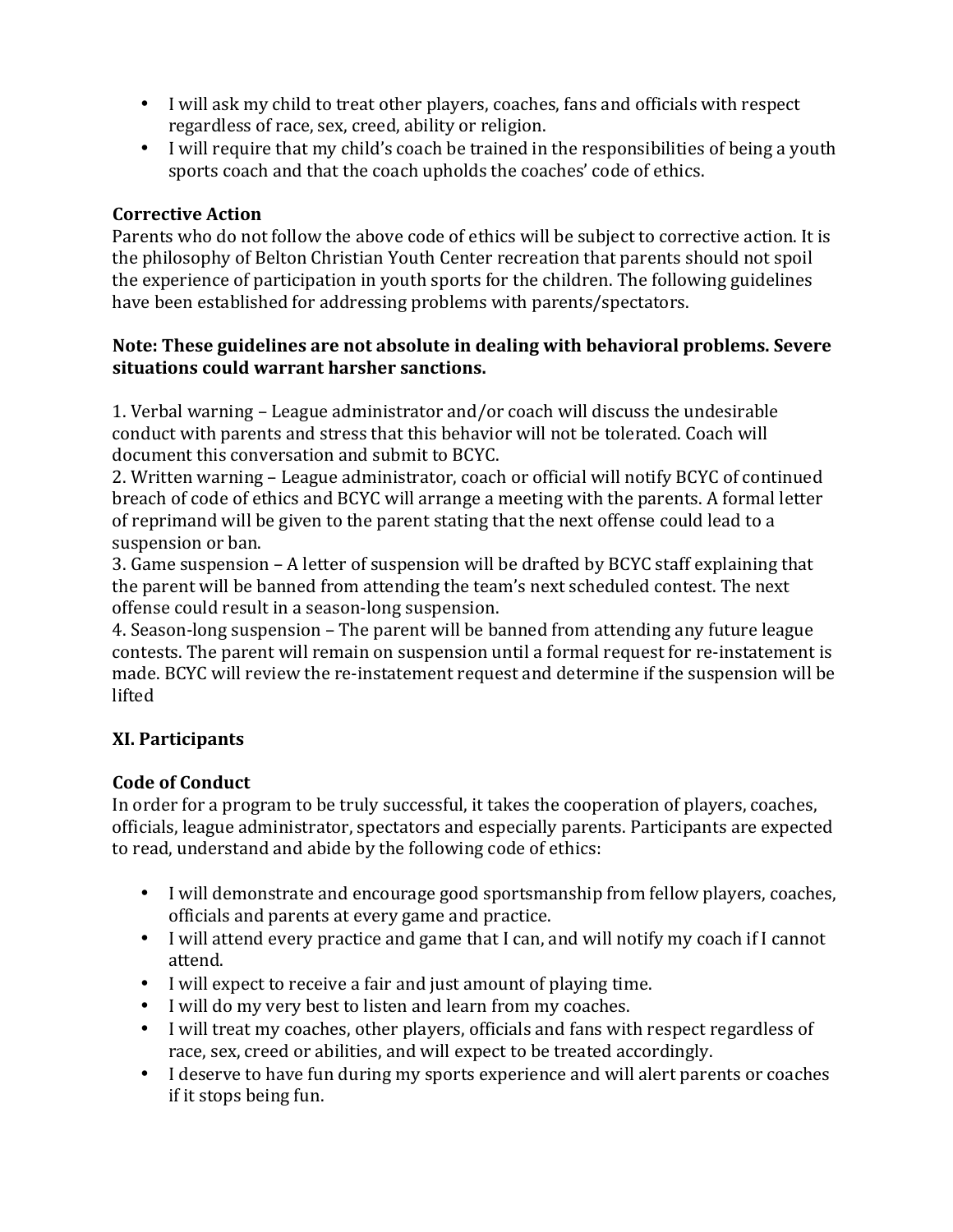- I will ask my child to treat other players, coaches, fans and officials with respect regardless of race, sex, creed, ability or religion.
- I will require that my child's coach be trained in the responsibilities of being a youth sports coach and that the coach upholds the coaches' code of ethics.

### Corrective Action

Parents who do not follow the above code of ethics will be subject to corrective action. It is the philosophy of Belton Christian Youth Center recreation that parents should not spoil the experience of participation in youth sports for the children. The following guidelines have been established for addressing problems with parents/spectators.

**Note: These guidelines are not absolute in dealing with behavioral problems. Severe situations could warrant harsher sanctions.**

1. Verbal warning – League administrator and/or coach will discuss the undesirable conduct with parents and stress that this behavior will not be tolerated. Coach will document this conversation and submit to BCYC.
2. Written warning – League administrator, coach or official will notify BCYC of continued breach of code of ethics and BCYC will arrange a meeting with the parents. A formal letter of reprimand will be given to the parent stating that the next offense could lead to a suspension or ban.
3. Game suspension – A letter of suspension will be drafted by BCYC staff explaining that the parent will be banned from attending the team's next scheduled contest. The next offense could result in a season-long suspension.
4. Season-long suspension – The parent will be banned from attending any future league contests. The parent will remain on suspension until a formal request for re-instatement is made. BCYC will review the re-instatement request and determine if the suspension will be lifted

## XI. Participants

### Code of Conduct

In order for a program to be truly successful, it takes the cooperation of players, coaches, officials, league administrator, spectators and especially parents. Participants are expected to read, understand and abide by the following code of ethics:

- I will demonstrate and encourage good sportsmanship from fellow players, coaches, officials and parents at every game and practice.
- I will attend every practice and game that I can, and will notify my coach if I cannot attend.
- I will expect to receive a fair and just amount of playing time.
- I will do my very best to listen and learn from my coaches.
- I will treat my coaches, other players, officials and fans with respect regardless of race, sex, creed or abilities, and will expect to be treated accordingly.
- I deserve to have fun during my sports experience and will alert parents or coaches if it stops being fun.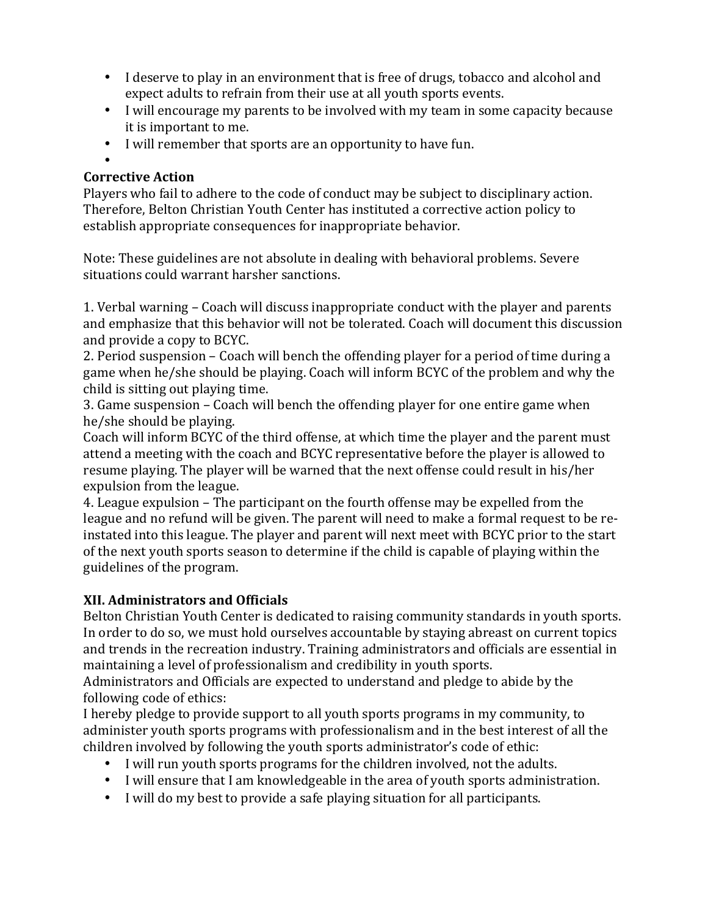- I deserve to play in an environment that is free of drugs, tobacco and alcohol and expect adults to refrain from their use at all youth sports events.
- I will encourage my parents to be involved with my team in some capacity because it is important to me.
- I will remember that sports are an opportunity to have fun.

**Corrective Action**

Players who fail to adhere to the code of conduct may be subject to disciplinary action. Therefore, Belton Christian Youth Center has instituted a corrective action policy to establish appropriate consequences for inappropriate behavior.

Note: These guidelines are not absolute in dealing with behavioral problems. Severe situations could warrant harsher sanctions.

1. Verbal warning – Coach will discuss inappropriate conduct with the player and parents and emphasize that this behavior will not be tolerated. Coach will document this discussion and provide a copy to BCYC.
2. Period suspension – Coach will bench the offending player for a period of time during a game when he/she should be playing. Coach will inform BCYC of the problem and why the child is sitting out playing time.
3. Game suspension – Coach will bench the offending player for one entire game when he/she should be playing.
Coach will inform BCYC of the third offense, at which time the player and the parent must attend a meeting with the coach and BCYC representative before the player is allowed to resume playing. The player will be warned that the next offense could result in his/her expulsion from the league.
4. League expulsion – The participant on the fourth offense may be expelled from the league and no refund will be given. The parent will need to make a formal request to be re-instated into this league. The player and parent will next meet with BCYC prior to the start of the next youth sports season to determine if the child is capable of playing within the guidelines of the program.

## XII. Administrators and Officials

Belton Christian Youth Center is dedicated to raising community standards in youth sports. In order to do so, we must hold ourselves accountable by staying abreast on current topics and trends in the recreation industry. Training administrators and officials are essential in maintaining a level of professionalism and credibility in youth sports.
Administrators and Officials are expected to understand and pledge to abide by the following code of ethics:
I hereby pledge to provide support to all youth sports programs in my community, to administer youth sports programs with professionalism and in the best interest of all the children involved by following the youth sports administrator's code of ethic:

- I will run youth sports programs for the children involved, not the adults.
- I will ensure that I am knowledgeable in the area of youth sports administration.
- I will do my best to provide a safe playing situation for all participants.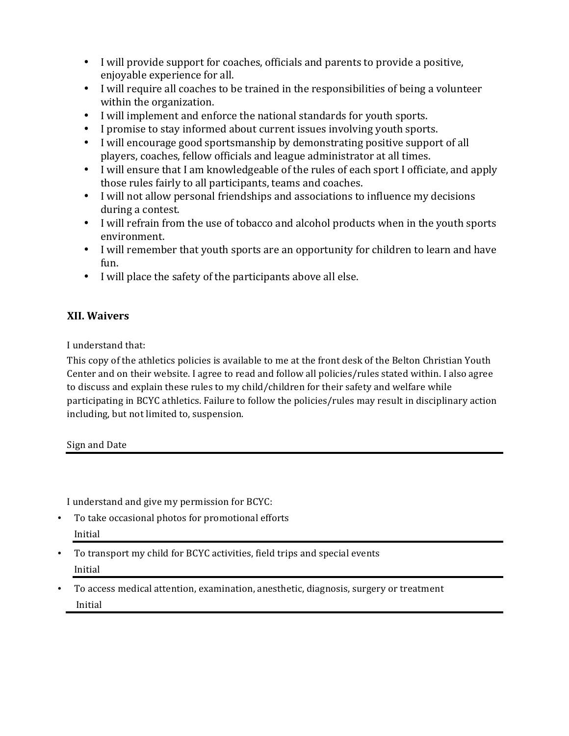- I will provide support for coaches, officials and parents to provide a positive, enjoyable experience for all.
- I will require all coaches to be trained in the responsibilities of being a volunteer within the organization.
- I will implement and enforce the national standards for youth sports.
- I promise to stay informed about current issues involving youth sports.
- I will encourage good sportsmanship by demonstrating positive support of all players, coaches, fellow officials and league administrator at all times.
- I will ensure that I am knowledgeable of the rules of each sport I officiate, and apply those rules fairly to all participants, teams and coaches.
- I will not allow personal friendships and associations to influence my decisions during a contest.
- I will refrain from the use of tobacco and alcohol products when in the youth sports environment.
- I will remember that youth sports are an opportunity for children to learn and have fun.
- I will place the safety of the participants above all else.

## XII. Waivers

I understand that:

This copy of the athletics policies is available to me at the front desk of the Belton Christian Youth Center and on their website. I agree to read and follow all policies/rules stated within. I also agree to discuss and explain these rules to my child/children for their safety and welfare while participating in BCYC athletics. Failure to follow the policies/rules may result in disciplinary action including, but not limited to, suspension.

Sign and Date

___

I understand and give my permission for BCYC:

- To take occasional photos for promotional efforts
  Initial ___
- To transport my child for BCYC activities, field trips and special events
  Initial ___
- To access medical attention, examination, anesthetic, diagnosis, surgery or treatment
  Initial ___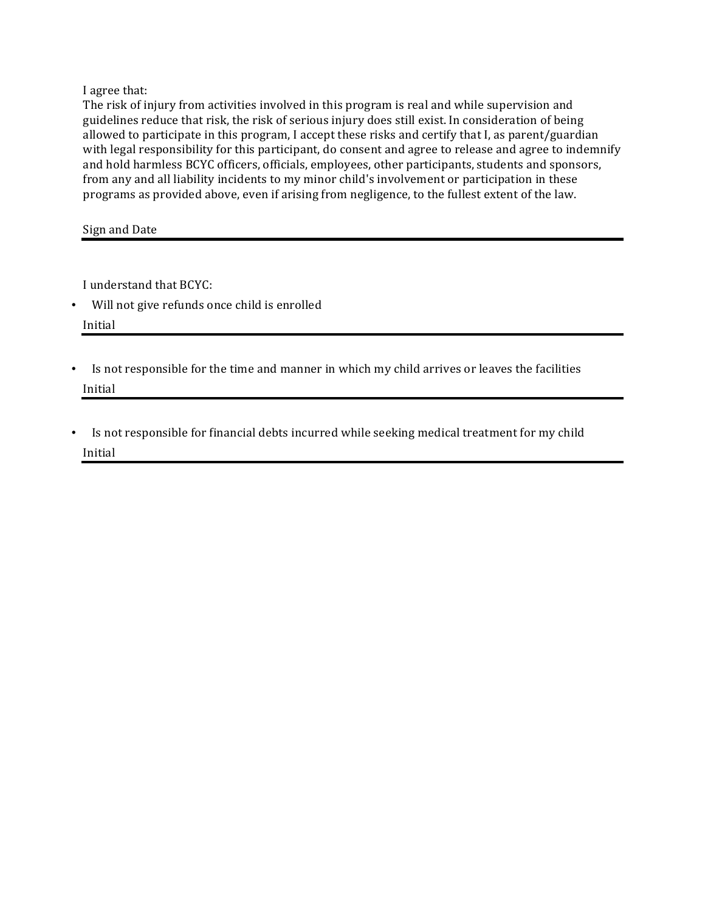I agree that:
The risk of injury from activities involved in this program is real and while supervision and guidelines reduce that risk, the risk of serious injury does still exist. In consideration of being allowed to participate in this program, I accept these risks and certify that I, as parent/guardian with legal responsibility for this participant, do consent and agree to release and agree to indemnify and hold harmless BCYC officers, officials, employees, other participants, students and sponsors, from any and all liability incidents to my minor child's involvement or participation in these programs as provided above, even if arising from negligence, to the fullest extent of the law.

Sign and Date

---

I understand that BCYC:

- Will not give refunds once child is enrolled

Initial

---

- Is not responsible for the time and manner in which my child arrives or leaves the facilities

Initial

---

- Is not responsible for financial debts incurred while seeking medical treatment for my child

Initial

---